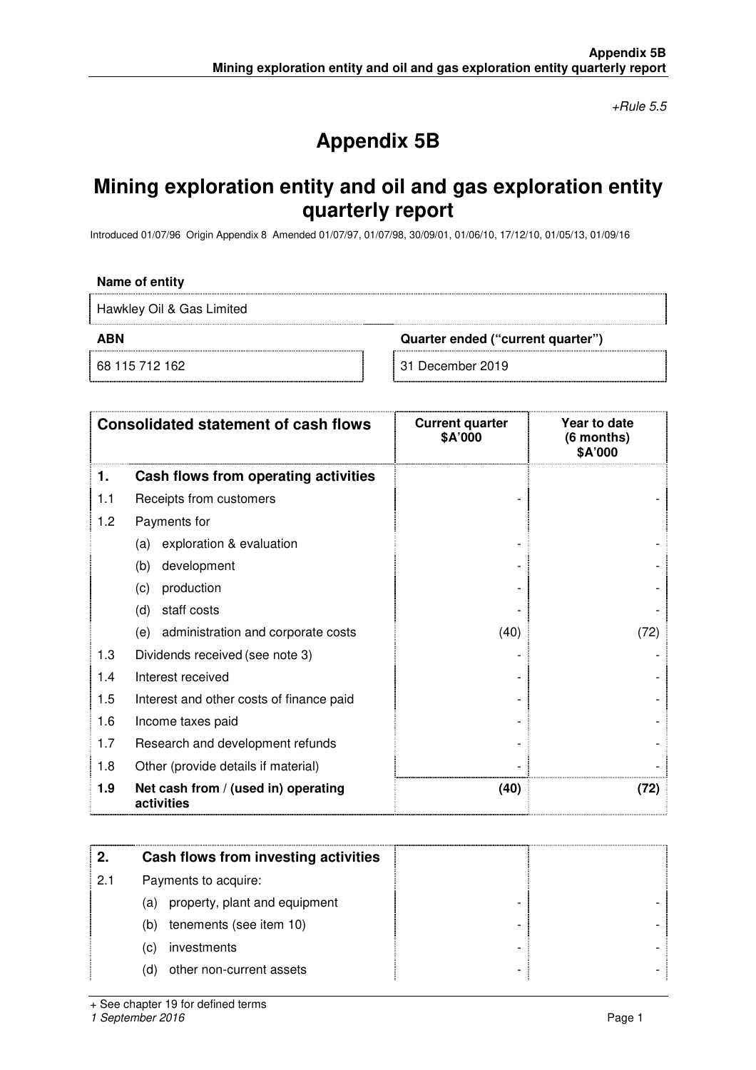*+Rule 5.5*

# Appendix 5B

# Mining exploration entity and oil and gas exploration entity quarterly report

Introduced 01/07/96 Origin Appendix 8 Amended 01/07/97, 01/07/98, 30/09/01, 01/06/10, 17/12/10, 01/05/13, 01/09/16

**Name of entity**

Hawkley Oil & Gas Limited

| **ABN** | **Quarter ended ("current quarter")** |
|---|---|
| 68 115 712 162 | 31 December 2019 |

| | **Consolidated statement of cash flows** | **Current quarter $A'000** | **Year to date (6 months) $A'000** |
|---|---|---|---|
| **1.** | **Cash flows from operating activities** | | |
| 1.1 | Receipts from customers | - | - |
| 1.2 | Payments for | | |
| | (a) exploration & evaluation | - | - |
| | (b) development | - | - |
| | (c) production | - | - |
| | (d) staff costs | - | - |
| | (e) administration and corporate costs | (40) | (72) |
| 1.3 | Dividends received (see note 3) | - | - |
| 1.4 | Interest received | - | - |
| 1.5 | Interest and other costs of finance paid | - | - |
| 1.6 | Income taxes paid | - | - |
| 1.7 | Research and development refunds | - | - |
| 1.8 | Other (provide details if material) | - | - |
| **1.9** | **Net cash from / (used in) operating activities** | **(40)** | **(72)** |

| **2.** | **Cash flows from investing activities** | | |
|---|---|---|---|
| 2.1 | Payments to acquire: | | |
| | (a) property, plant and equipment | - | - |
| | (b) tenements (see item 10) | - | - |
| | (c) investments | - | - |
| | (d) other non-current assets | - | - |

+ See chapter 19 for defined terms
*1 September 2016*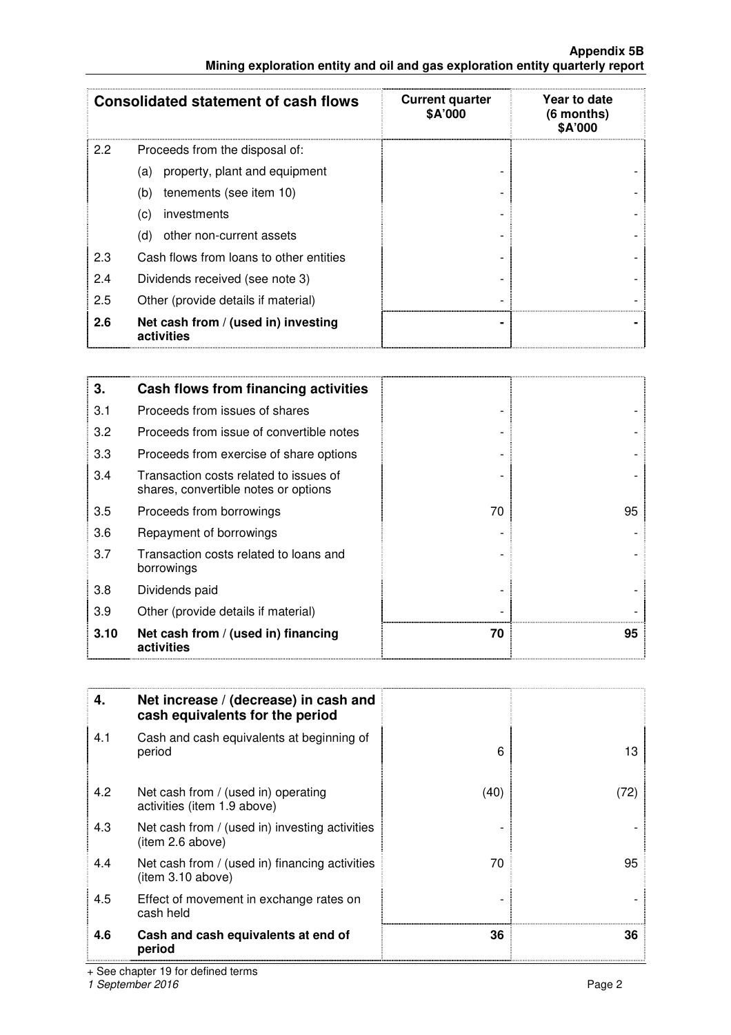| Consolidated statement of cash flows | | Current quarter $A'000 | Year to date (6 months) $A'000 |
|---|---|---|---|
| 2.2 | Proceeds from the disposal of: | | |
| | (a) property, plant and equipment | - | - |
| | (b) tenements (see item 10) | - | - |
| | (c) investments | - | - |
| | (d) other non-current assets | - | - |
| 2.3 | Cash flows from loans to other entities | - | - |
| 2.4 | Dividends received (see note 3) | - | - |
| 2.5 | Other (provide details if material) | - | - |
| **2.6** | **Net cash from / (used in) investing activities** | **-** | **-** |

| **3.** | **Cash flows from financing activities** | | |
|---|---|---|---|
| 3.1 | Proceeds from issues of shares | - | - |
| 3.2 | Proceeds from issue of convertible notes | - | - |
| 3.3 | Proceeds from exercise of share options | - | - |
| 3.4 | Transaction costs related to issues of shares, convertible notes or options | - | - |
| 3.5 | Proceeds from borrowings | 70 | 95 |
| 3.6 | Repayment of borrowings | - | - |
| 3.7 | Transaction costs related to loans and borrowings | - | - |
| 3.8 | Dividends paid | - | - |
| 3.9 | Other (provide details if material) | - | - |
| **3.10** | **Net cash from / (used in) financing activities** | **70** | **95** |

| **4.** | **Net increase / (decrease) in cash and cash equivalents for the period** | | |
|---|---|---|---|
| 4.1 | Cash and cash equivalents at beginning of period | 6 | 13 |
| 4.2 | Net cash from / (used in) operating activities (item 1.9 above) | (40) | (72) |
| 4.3 | Net cash from / (used in) investing activities (item 2.6 above) | - | - |
| 4.4 | Net cash from / (used in) financing activities (item 3.10 above) | 70 | 95 |
| 4.5 | Effect of movement in exchange rates on cash held | - | - |
| **4.6** | **Cash and cash equivalents at end of period** | **36** | **36** |

+ See chapter 19 for defined terms

*1 September 2016*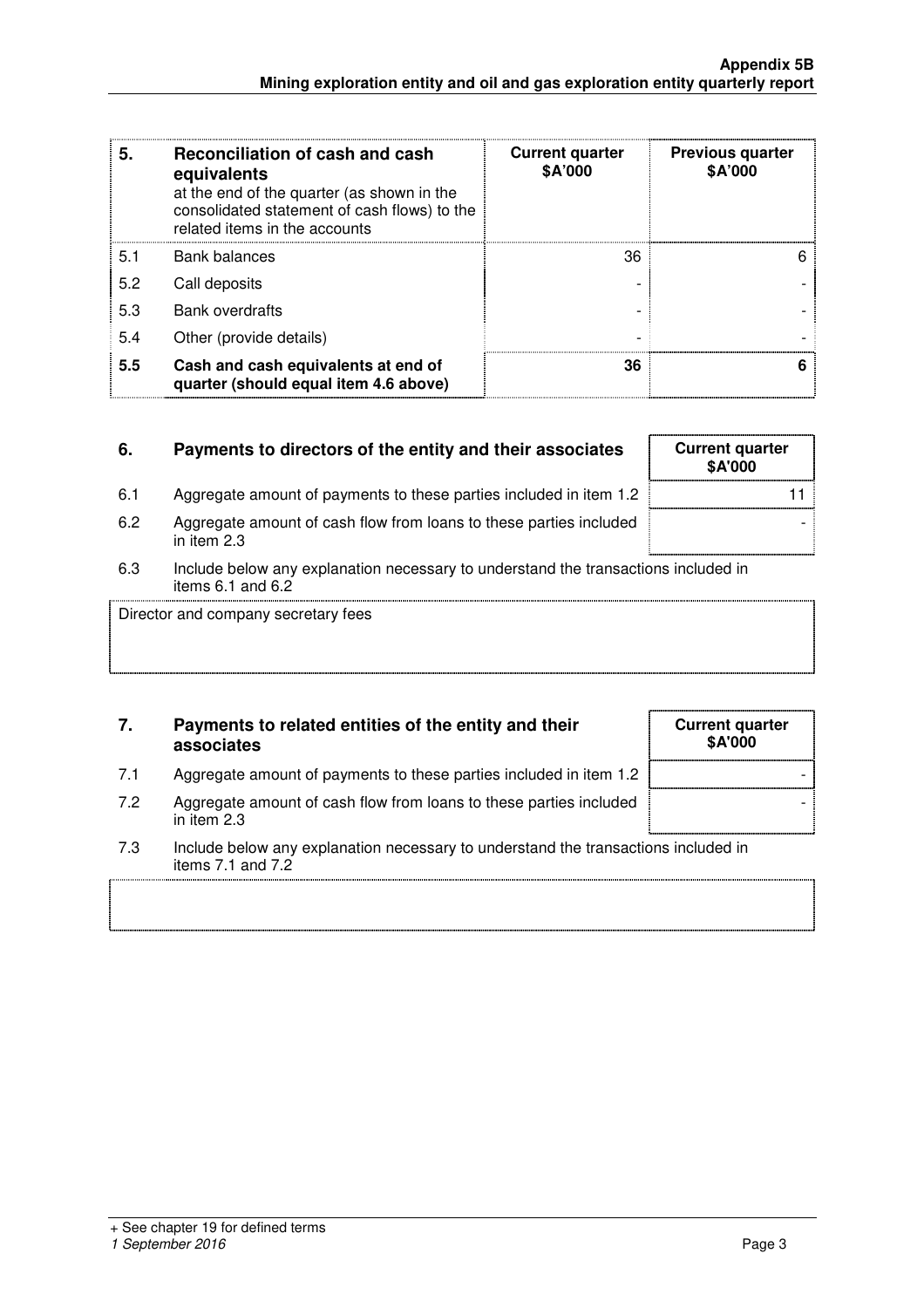| 5. | Reconciliation of cash and cash equivalents at the end of the quarter (as shown in the consolidated statement of cash flows) to the related items in the accounts | Current quarter $A'000 | Previous quarter $A'000 |
|---|---|---|---|
| 5.1 | Bank balances | 36 | 6 |
| 5.2 | Call deposits | - | - |
| 5.3 | Bank overdrafts | - | - |
| 5.4 | Other (provide details) | - | - |
| **5.5** | **Cash and cash equivalents at end of quarter (should equal item 4.6 above)** | **36** | **6** |

| 6. | Payments to directors of the entity and their associates | Current quarter $A'000 |
|---|---|---|
| 6.1 | Aggregate amount of payments to these parties included in item 1.2 | 11 |
| 6.2 | Aggregate amount of cash flow from loans to these parties included in item 2.3 | - |

6.3 Include below any explanation necessary to understand the transactions included in items 6.1 and 6.2

Director and company secretary fees

| 7. | Payments to related entities of the entity and their associates | Current quarter $A'000 |
|---|---|---|
| 7.1 | Aggregate amount of payments to these parties included in item 1.2 | - |
| 7.2 | Aggregate amount of cash flow from loans to these parties included in item 2.3 | - |

7.3 Include below any explanation necessary to understand the transactions included in items 7.1 and 7.2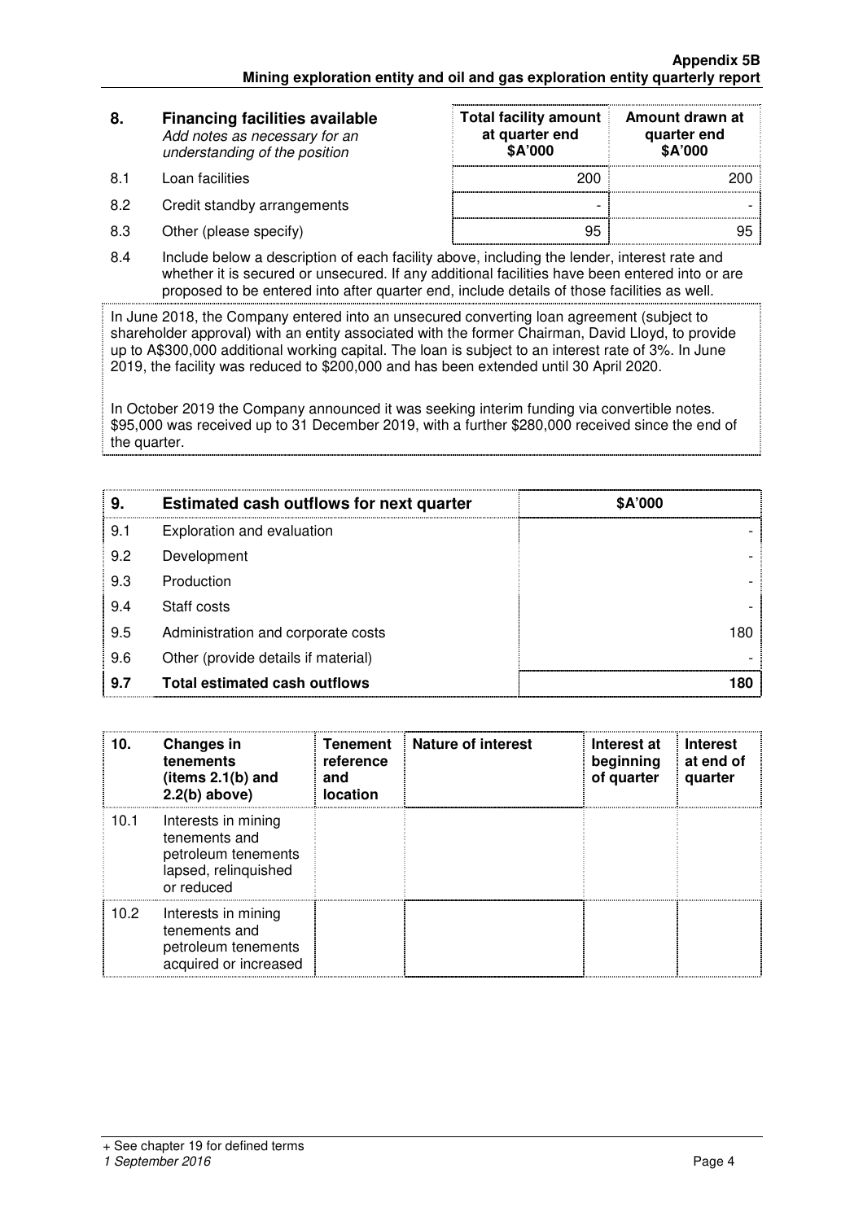| 8. | **Financing facilities available** *Add notes as necessary for an understanding of the position* | **Total facility amount at quarter end \$A'000** | **Amount drawn at quarter end \$A'000** |
|---|---|---|---|
| 8.1 | Loan facilities | 200 | 200 |
| 8.2 | Credit standby arrangements | - | - |
| 8.3 | Other (please specify) | 95 | 95 |

8.4 Include below a description of each facility above, including the lender, interest rate and whether it is secured or unsecured. If any additional facilities have been entered into or are proposed to be entered into after quarter end, include details of those facilities as well.

In June 2018, the Company entered into an unsecured converting loan agreement (subject to shareholder approval) with an entity associated with the former Chairman, David Lloyd, to provide up to A$300,000 additional working capital. The loan is subject to an interest rate of 3%. In June 2019, the facility was reduced to $200,000 and has been extended until 30 April 2020.

In October 2019 the Company announced it was seeking interim funding via convertible notes. $95,000 was received up to 31 December 2019, with a further $280,000 received since the end of the quarter.

| 9. | **Estimated cash outflows for next quarter** | **\$A'000** |
|---|---|---|
| 9.1 | Exploration and evaluation | - |
| 9.2 | Development | - |
| 9.3 | Production | - |
| 9.4 | Staff costs | - |
| 9.5 | Administration and corporate costs | 180 |
| 9.6 | Other (provide details if material) | - |
| **9.7** | **Total estimated cash outflows** | **180** |

| 10. | **Changes in tenements (items 2.1(b) and 2.2(b) above)** | **Tenement reference and location** | **Nature of interest** | **Interest at beginning of quarter** | **Interest at end of quarter** |
|---|---|---|---|---|---|
| 10.1 | Interests in mining tenements and petroleum tenements lapsed, relinquished or reduced | | | | |
| 10.2 | Interests in mining tenements and petroleum tenements acquired or increased | | | | |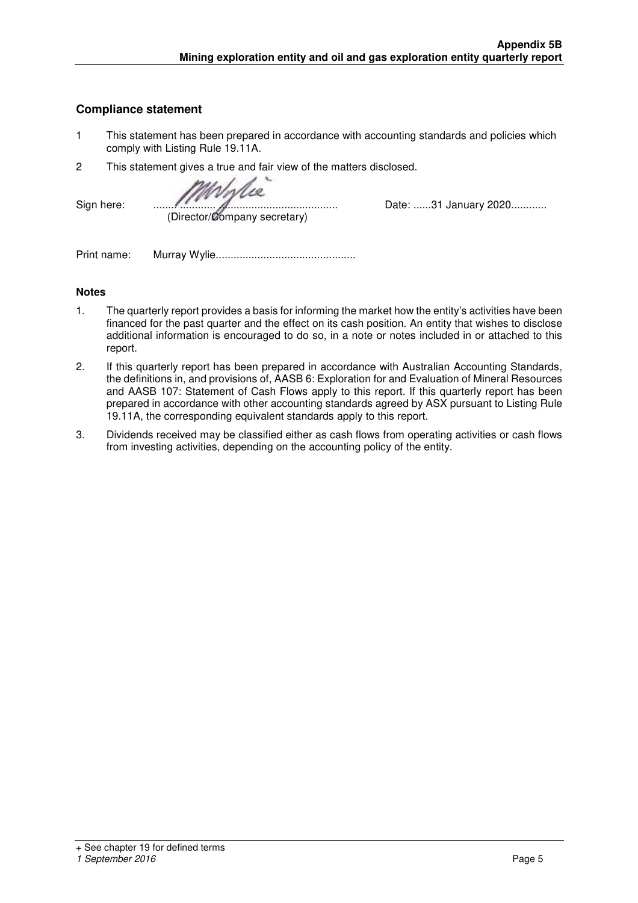## Compliance statement

1 This statement has been prepared in accordance with accounting standards and policies which comply with Listing Rule 19.11A.

2 This statement gives a true and fair view of the matters disclosed.

Sign here: ............................................................ (Director/Company secretary) Date: ......31 January 2020............

Print name: Murray Wylie..............................................

### Notes

1. The quarterly report provides a basis for informing the market how the entity's activities have been financed for the past quarter and the effect on its cash position. An entity that wishes to disclose additional information is encouraged to do so, in a note or notes included in or attached to this report.
2. If this quarterly report has been prepared in accordance with Australian Accounting Standards, the definitions in, and provisions of, AASB 6: Exploration for and Evaluation of Mineral Resources and AASB 107: Statement of Cash Flows apply to this report. If this quarterly report has been prepared in accordance with other accounting standards agreed by ASX pursuant to Listing Rule 19.11A, the corresponding equivalent standards apply to this report.
3. Dividends received may be classified either as cash flows from operating activities or cash flows from investing activities, depending on the accounting policy of the entity.